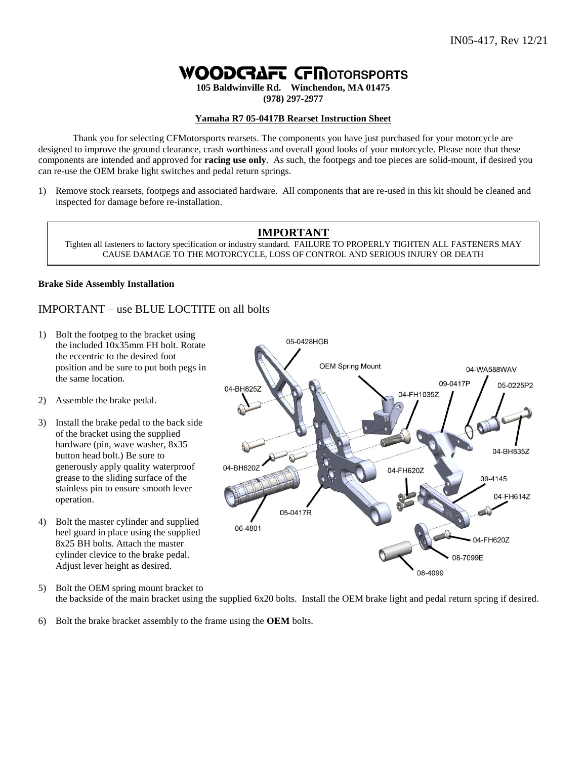IN05-417, Rev 12/21

# WOODCRAFT CFMOTORSPORTS

**105 Baldwinville Rd. Winchendon, MA 01475**
**(978) 297-2977**

**Yamaha R7 05-0417B Rearset Instruction Sheet**

Thank you for selecting CFMotorsports rearsets. The components you have just purchased for your motorcycle are designed to improve the ground clearance, crash worthiness and overall good looks of your motorcycle. Please note that these components are intended and approved for **racing use only**. As such, the footpegs and toe pieces are solid-mount, if desired you can re-use the OEM brake light switches and pedal return springs.

1) Remove stock rearsets, footpegs and associated hardware. All components that are re-used in this kit should be cleaned and inspected for damage before re-installation.

> **IMPORTANT**
>
> Tighten all fasteners to factory specification or industry standard. FAILURE TO PROPERLY TIGHTEN ALL FASTENERS MAY CAUSE DAMAGE TO THE MOTORCYCLE, LOSS OF CONTROL AND SERIOUS INJURY OR DEATH

**Brake Side Assembly Installation**

## IMPORTANT – use BLUE LOCTITE on all bolts

1) Bolt the footpeg to the bracket using the included 10x35mm FH bolt. Rotate the eccentric to the desired foot position and be sure to put both pegs in the same location.
2) Assemble the brake pedal.
3) Install the brake pedal to the back side of the bracket using the supplied hardware (pin, wave washer, 8x35 button head bolt.) Be sure to generously apply quality waterproof grease to the sliding surface of the stainless pin to ensure smooth lever operation.
4) Bolt the master cylinder and supplied heel guard in place using the supplied 8x25 BH bolts. Attach the master cylinder clevice to the brake pedal. Adjust lever height as desired.
5) Bolt the OEM spring mount bracket to the backside of the main bracket using the supplied 6x20 bolts. Install the OEM brake light and pedal return spring if desired.
6) Bolt the brake bracket assembly to the frame using the **OEM** bolts.

05-0428HGB, OEM Spring Mount, 04-WA588WAV, 09-0417P, 05-0225P2, 04-BH825Z, 04-FH1035Z, 04-BH835Z, 04-BH620Z, 04-FH620Z, 09-4145, 04-FH614Z, 05-0417R, 06-4801, 04-FH620Z, 08-7099E, 08-4099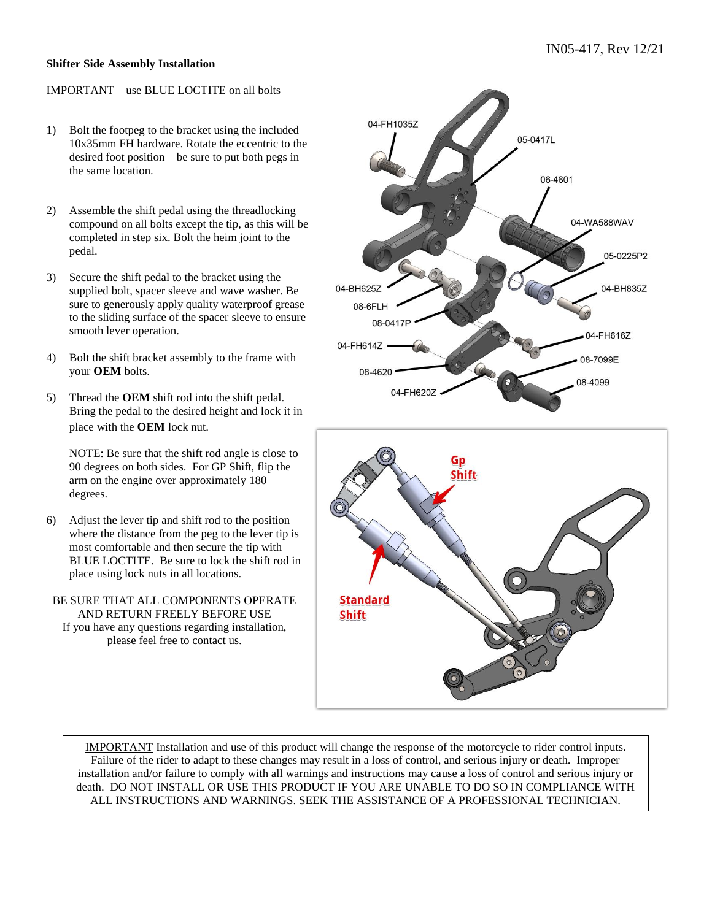**Shifter Side Assembly Installation**

IMPORTANT – use BLUE LOCTITE on all bolts

1) Bolt the footpeg to the bracket using the included 10x35mm FH hardware. Rotate the eccentric to the desired foot position – be sure to put both pegs in the same location.

2) Assemble the shift pedal using the threadlocking compound on all bolts except the tip, as this will be completed in step six. Bolt the heim joint to the pedal.

3) Secure the shift pedal to the bracket using the supplied bolt, spacer sleeve and wave washer. Be sure to generously apply quality waterproof grease to the sliding surface of the spacer sleeve to ensure smooth lever operation.

4) Bolt the shift bracket assembly to the frame with your **OEM** bolts.

5) Thread the **OEM** shift rod into the shift pedal. Bring the pedal to the desired height and lock it in place with the **OEM** lock nut.

   NOTE: Be sure that the shift rod angle is close to 90 degrees on both sides. For GP Shift, flip the arm on the engine over approximately 180 degrees.

6) Adjust the lever tip and shift rod to the position where the distance from the peg to the lever tip is most comfortable and then secure the tip with BLUE LOCTITE. Be sure to lock the shift rod in place using lock nuts in all locations.

BE SURE THAT ALL COMPONENTS OPERATE AND RETURN FREELY BEFORE USE
If you have any questions regarding installation, please feel free to contact us.

04-FH1035Z
05-0417L
06-4801
04-WA588WAV
05-0225P2
04-BH625Z
04-BH835Z
08-6FLH
08-0417P
04-FH614Z
04-FH616Z
08-7099E
08-4620
08-4099
04-FH620Z

Gp Shift
Standard Shift

IMPORTANT Installation and use of this product will change the response of the motorcycle to rider control inputs. Failure of the rider to adapt to these changes may result in a loss of control, and serious injury or death. Improper installation and/or failure to comply with all warnings and instructions may cause a loss of control and serious injury or death. DO NOT INSTALL OR USE THIS PRODUCT IF YOU ARE UNABLE TO DO SO IN COMPLIANCE WITH ALL INSTRUCTIONS AND WARNINGS. SEEK THE ASSISTANCE OF A PROFESSIONAL TECHNICIAN.